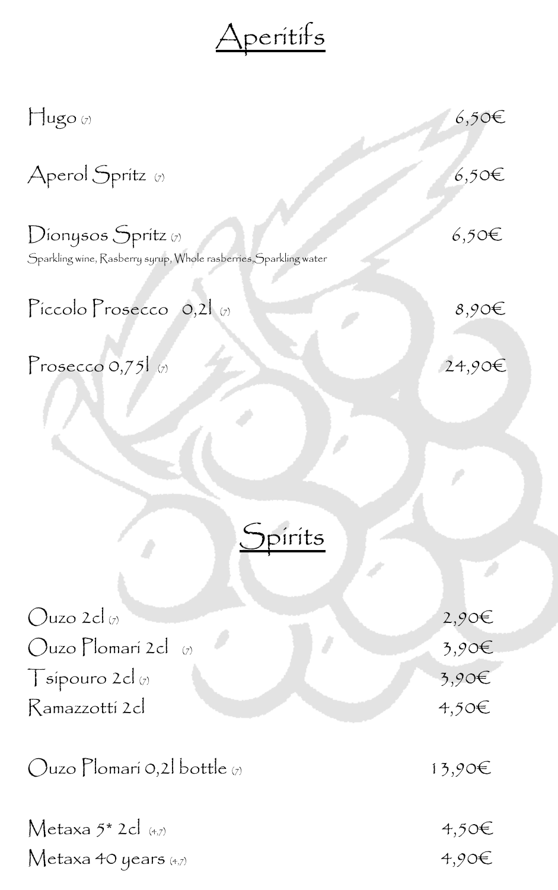# Aperitifs

Hugo (7) 6,50€

Aperol Spritz (7) 6,50€

Dionysos Spritz (7) 6,50€
Sparkling wine, Rasberry syrup, Whole rasberries,Sparkling water

Piccolo Prosecco 0,2l (7) 8,90€

Prosecco 0,75l (7) 24,90€

# Spirits

Ouzo 2cl (7) 2,90€
Ouzo Plomari 2cl (7) 3,90€
Tsipouro 2cl (7) 3,90€
Ramazzotti 2cl 4,50€

Ouzo Plomari 0,2l bottle (7) 13,90€

Metaxa 5* 2cl (4,7) 4,50€
Metaxa 40 years (4,7) 4,90€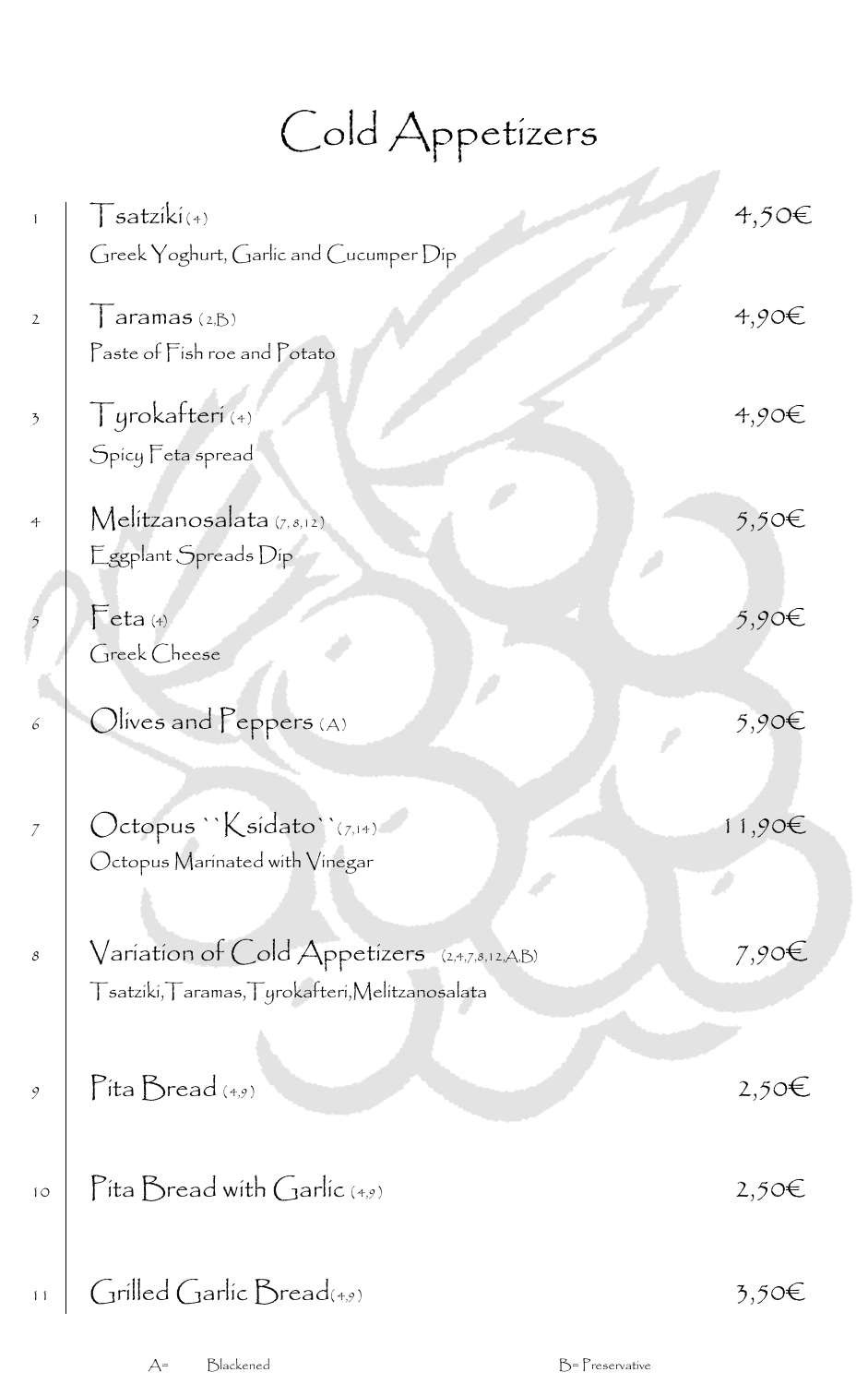# Cold Appetizers

| No. | Item | Price |
|---|---|---|
| 1 | **Tsatziki** (4)<br>Greek Yoghurt, Garlic and Cucumper Dip | 4,50€ |
| 2 | **Taramas** (2,B)<br>Paste of Fish roe and Potato | 4,90€ |
| 3 | **Tyrokafteri** (4)<br>Spicy Feta spread | 4,90€ |
| 4 | **Melitzanosalata** (7,8,12)<br>Eggplant Spreads Dip | 5,50€ |
| 5 | **Feta** (4)<br>Greek Cheese | 5,90€ |
| 6 | **Olives and Peppers** (A) | 5,90€ |
| 7 | **Octopus ``Ksidato``** (7,14)<br>Octopus Marinated with Vinegar | 11,90€ |
| 8 | **Variation of Cold Appetizers** (2,4,7,8,12,A,B)<br>Tsatziki,Taramas,Tyrokafteri,Melitzanosalata | 7,90€ |
| 9 | **Pita Bread** (4,9) | 2,50€ |
| 10 | **Pita Bread with Garlic** (4,9) | 2,50€ |
| 11 | **Grilled Garlic Bread** (4,9) | 3,50€ |

A= Blackened B= Preservative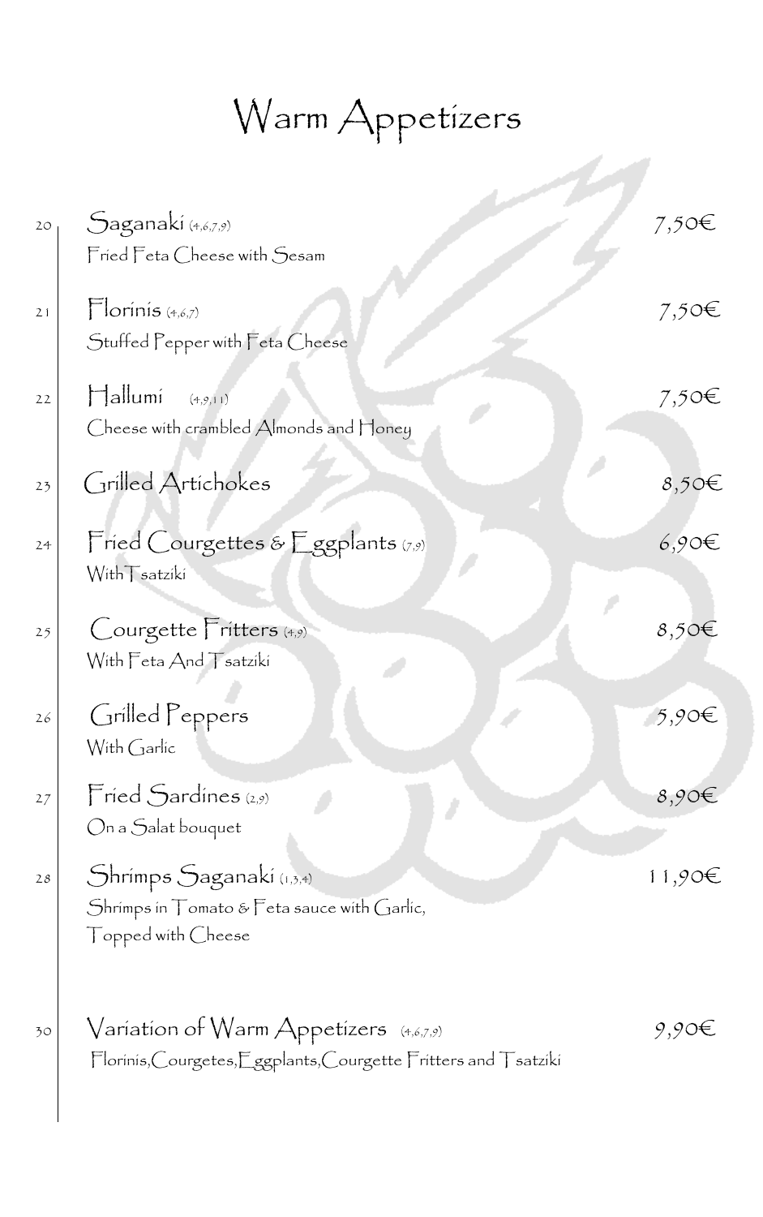# Warm Appetizers

| No. | Dish | Price |
|---|---|---|
| 20 | **Saganaki** (4,6,7,9)<br>Fried Feta Cheese with Sesam | 7,50€ |
| 21 | **Florinis** (4,6,7)<br>Stuffed Pepper with Feta Cheese | 7,50€ |
| 22 | **Hallumi** (4,9,11)<br>Cheese with crambled Almonds and Honey | 7,50€ |
| 23 | **Grilled Artichokes** | 8,50€ |
| 24 | **Fried Courgettes & Eggplants** (7,9)<br>With Tsatziki | 6,90€ |
| 25 | **Courgette Fritters** (4,9)<br>With Feta And Tsatziki | 8,50€ |
| 26 | **Grilled Peppers**<br>With Garlic | 5,90€ |
| 27 | **Fried Sardines** (2,9)<br>On a Salat bouquet | 8,90€ |
| 28 | **Shrimps Saganaki** (1,3,4)<br>Shrimps in Tomato & Feta sauce with Garlic, Topped with Cheese | 11,90€ |
| 30 | **Variation of Warm Appetizers** (4,6,7,9)<br>Florinis,Courgetes,Eggplants,Courgette Fritters and Tsatziki | 9,90€ |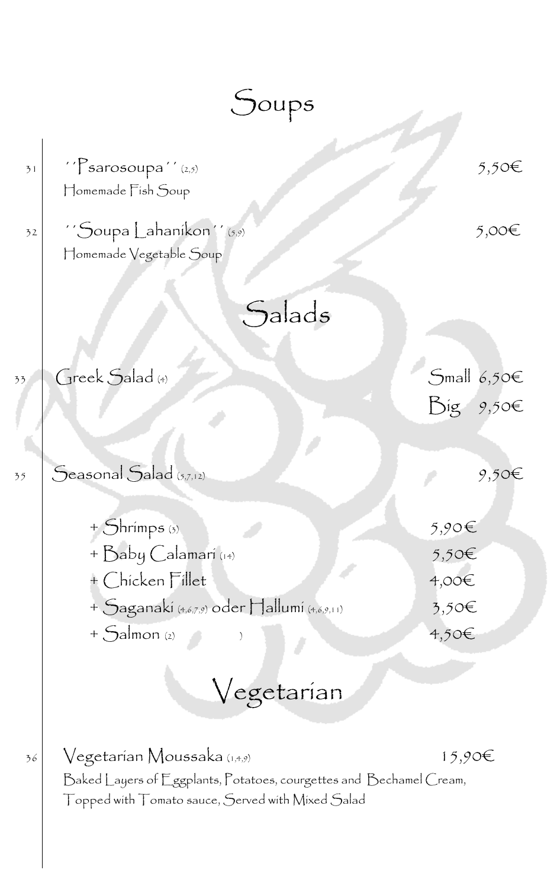# Soups

31 ´´Psarosoupa´´ (2,5) — 5,50€
Homemade Fish Soup

32 ´´Soupa Lahanikon´´ (5,9) — 5,00€
Homemade Vegetable Soup

# Salads

33 Greek Salad (4) — Small 6,50€ / Big 9,50€

35 Seasonal Salad (5,7,12) — 9,50€

| Extra | Price |
|---|---|
| + Shrimps (3) | 5,90€ |
| + Baby Calamari (14) | 5,50€ |
| + Chicken Fillet | 4,00€ |
| + Saganaki (4,6,7,9) oder Hallumi (4,6,9,11) | 3,50€ |
| + Salmon (2) ) | 4,50€ |

# Vegetarian

36 Vegetarian Moussaka (1,4,9) — 15,90€
Baked Layers of Eggplants, Potatoes, courgettes and Bechamel Cream, Topped with Tomato sauce, Served with Mixed Salad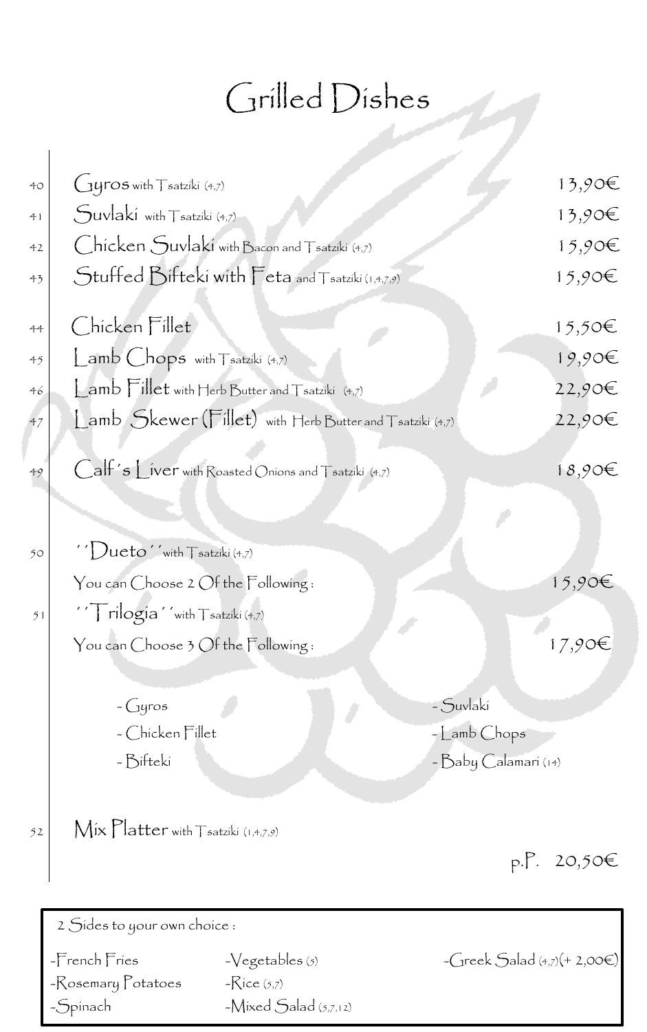# Grilled Dishes

| No. | Dish | Price |
|---|---|---|
| 40 | **Gyros** with Tsatziki (4,7) | 13,90€ |
| 41 | **Suvlaki** with Tsatziki (4,7) | 13,90€ |
| 42 | **Chicken Suvlaki** with Bacon and Tsatziki (4,7) | 15,90€ |
| 43 | **Stuffed Bifteki with Feta** and Tsatziki (1,4,7,9) | 15,90€ |
| 44 | **Chicken Fillet** | 15,50€ |
| 45 | **Lamb Chops** with Tsatziki (4,7) | 19,90€ |
| 46 | **Lamb Fillet** with Herb Butter and Tsatziki (4,7) | 22,90€ |
| 47 | **Lamb Skewer (Fillet)** with Herb Butter and Tsatziki (4,7) | 22,90€ |
| 49 | **Calf´s Liver** with Roasted Onions and Tsatziki (4,7) | 18,90€ |
| 50 | **´´Dueto´´** with Tsatziki (4,7) You can Choose 2 Of the Following : | 15,90€ |
| 51 | **´´Trilogia´´** with Tsatziki (4,7) You can Choose 3 Of the Following : | 17,90€ |

- Gyros
- Suvlaki
- Chicken Fillet
- Lamb Chops
- Bifteki
- Baby Calamari (14)

| No. | Dish | Price |
|---|---|---|
| 52 | **Mix Platter** with Tsatziki (1,4,7,9) | p.P. 20,50€ |

2 Sides to your own choice :

- French Fries
- Vegetables (5)
- Greek Salad (4,7)(+ 2,00€)
- Rosemary Potatoes
- Rice (5,7)
- Spinach
- Mixed Salad (5,7,12)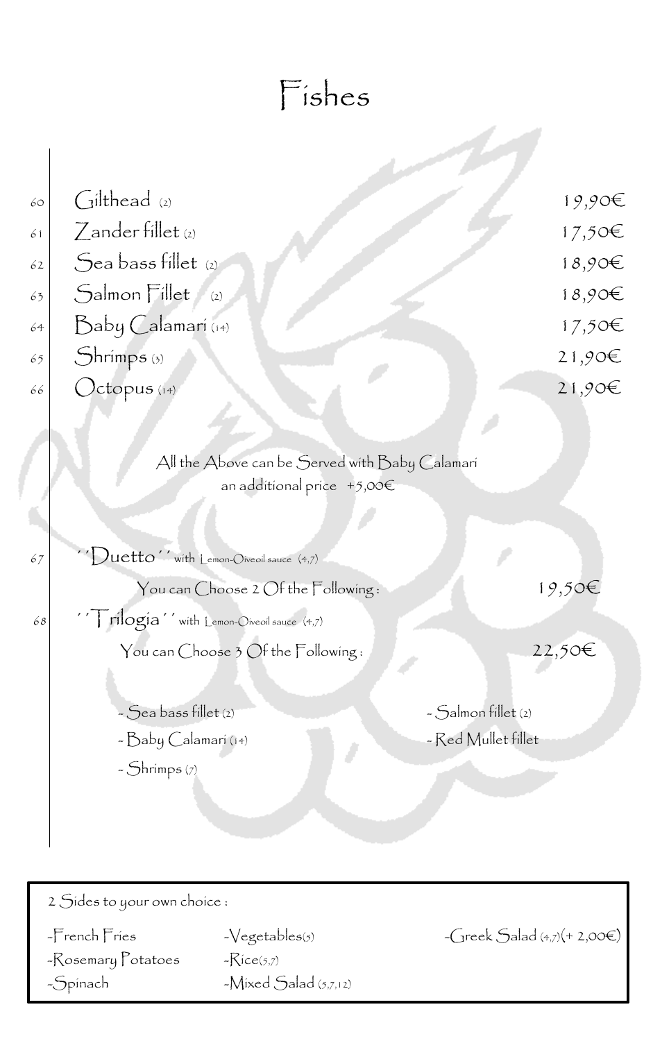# Fishes

| No. | Dish | Price |
|---|---|---|
| 60 | Gilthead (2) | 19,90€ |
| 61 | Zander fillet (2) | 17,50€ |
| 62 | Sea bass fillet (2) | 18,90€ |
| 63 | Salmon Fillet (2) | 18,90€ |
| 64 | Baby Calamari (14) | 17,50€ |
| 65 | Shrimps (3) | 21,90€ |
| 66 | Octopus (14) | 21,90€ |

All the Above can be Served with Baby Calamari
an additional price +5,00€

67 ''Duetto'' with Lemon-Oiveoil sauce (4,7)

You can Choose 2 Of the Following : 19,50€

68 ''Trilogia'' with Lemon-Oiveoil sauce (4,7)

You can Choose 3 Of the Following : 22,50€

- Sea bass fillet (2)
- Baby Calamari (14)
- Shrimps (7)
- Salmon fillet (2)
- Red Mullet fillet

2 Sides to your own choice :

- French Fries
- Rosemary Potatoes
- Spinach
- Vegetables(5)
- Rice(5,7)
- Mixed Salad (5,7,12)
- Greek Salad (4,7)(+ 2,00€)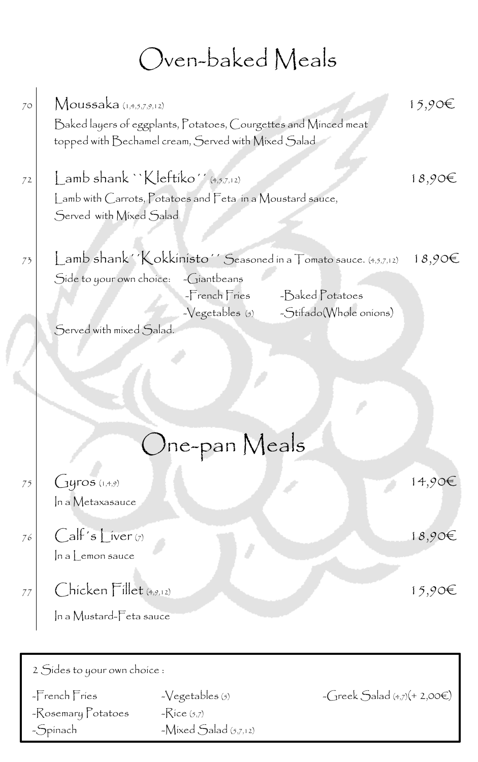# Oven-baked Meals

70 **Moussaka** (1,4,5,7,9,12) 15,90€

Baked layers of eggplants, Potatoes, Courgettes and Minced meat topped with Bechamel cream, Served with Mixed Salad

72 **Lamb shank ``Kleftiko´´** (4,5,7,12) 18,90€

Lamb with Carrots, Potatoes and Feta in a Moustard sauce, Served with Mixed Salad

73 **Lamb shank´´Kokkinisto´´** Seasoned in a Tomato sauce. (4,5,7,12) 18,90€

Side to your own choice:
- Giantbeans
- French Fries
- Baked Potatoes
- Vegetables (5)
- Stifado(Whole onions)

Served with mixed Salad.

# One-pan Meals

75 **Gyros** (1,4,9) 14,90€

In a Metaxasauce

76 **Calf´s Liver** (7) 18,90€

In a Lemon sauce

77 **Chicken Fillet** (4,9,12) 15,90€

In a Mustard-Feta sauce

2 Sides to your own choice :

- French Fries
- Rosemary Potatoes
- Spinach
- Vegetables (5)
- Rice (5,7)
- Mixed Salad (5,7,12)
- Greek Salad (4,7)(+ 2,00€)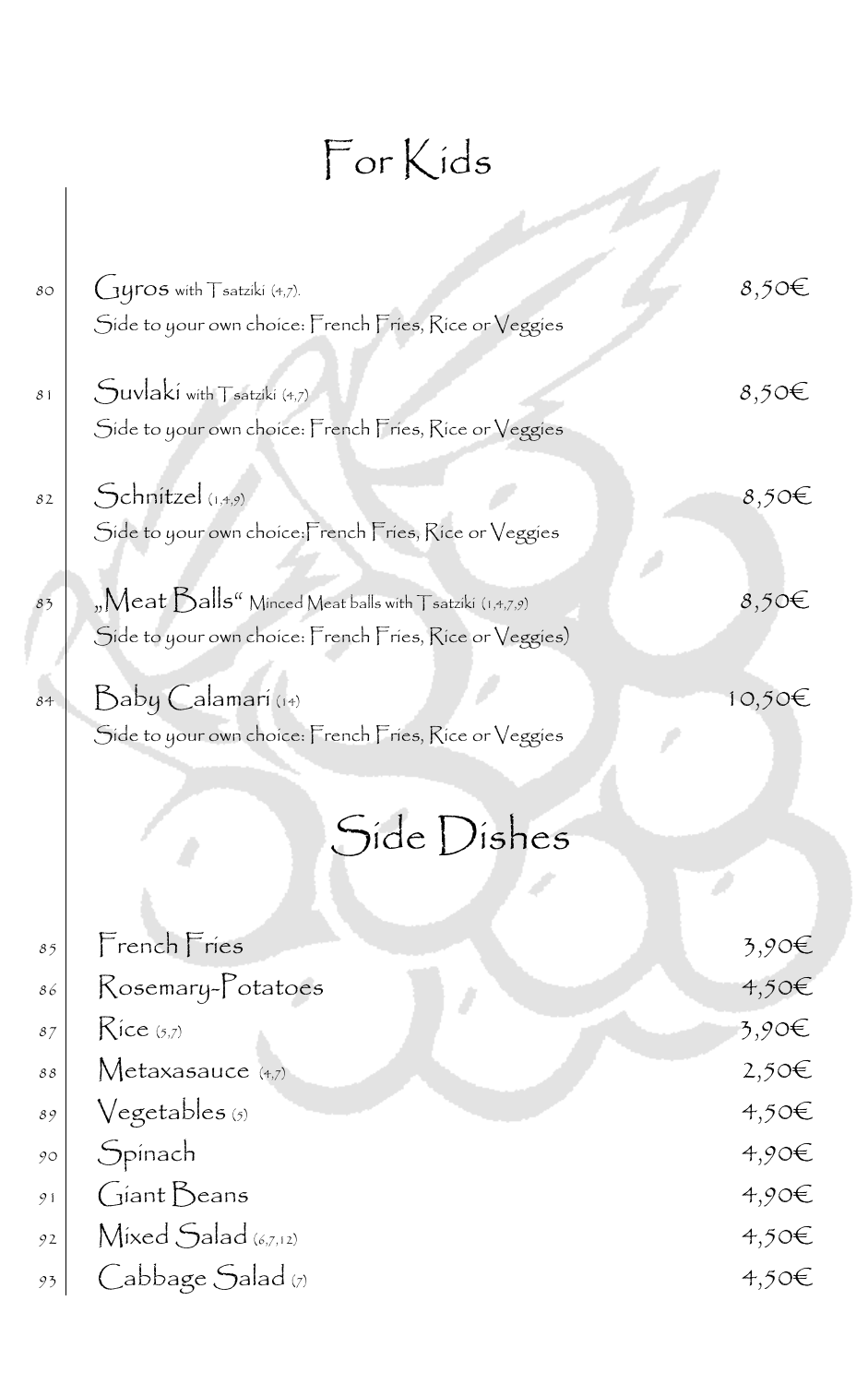# For Kids

80 **Gyros** with Tsatziki (4,7). 8,50€
Side to your own choice: French Fries, Rice or Veggies

81 **Suvlaki** with Tsatziki (4,7) 8,50€
Side to your own choice: French Fries, Rice or Veggies

82 **Schnitzel** (1,4,9) 8,50€
Side to your own choice:French Fries, Rice or Veggies

83 **„Meat Balls“** Minced Meat balls with Tsatziki (1,4,7,9) 8,50€
Side to your own choice: French Fries, Rice or Veggies)

84 **Baby Calamari** (14) 10,50€
Side to your own choice: French Fries, Rice or Veggies

# Side Dishes

| No. | Dish | Price |
|---|---|---|
| 85 | French Fries | 3,90€ |
| 86 | Rosemary-Potatoes | 4,50€ |
| 87 | Rice (5,7) | 3,90€ |
| 88 | Metaxasauce (4,7) | 2,50€ |
| 89 | Vegetables (5) | 4,50€ |
| 90 | Spinach | 4,90€ |
| 91 | Giant Beans | 4,90€ |
| 92 | Mixed Salad (6,7,12) | 4,50€ |
| 93 | Cabbage Salad (7) | 4,50€ |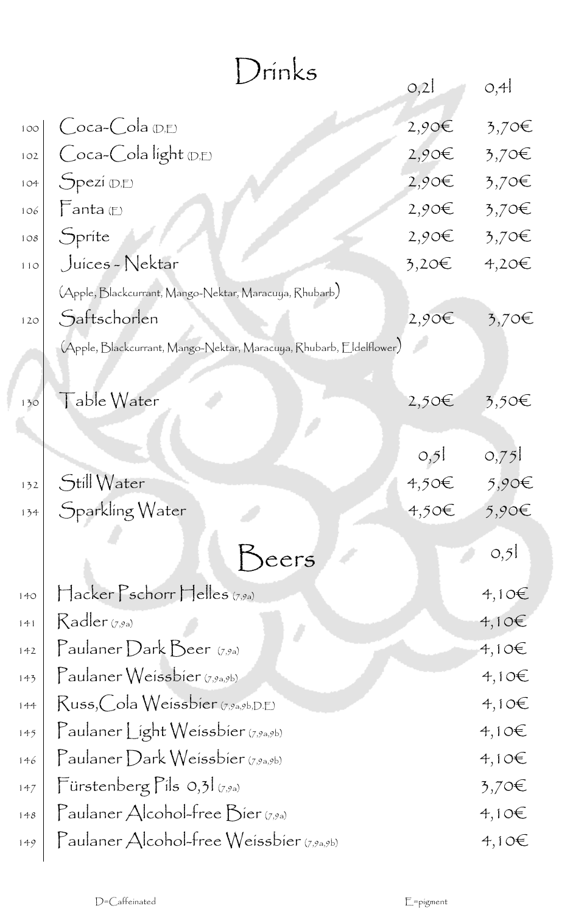# Drinks

| No. | Drink | 0,2l | 0,4l |
|---|---|---|---|
| 100 | Coca-Cola (D,E) | 2,90€ | 3,70€ |
| 102 | Coca-Cola light (D,E) | 2,90€ | 3,70€ |
| 104 | Spezi (D,E) | 2,90€ | 3,70€ |
| 106 | Fanta (E) | 2,90€ | 3,70€ |
| 108 | Sprite | 2,90€ | 3,70€ |
| 110 | Juices - Nektar (Apple, Blackcurrant, Mango-Nektar, Maracuya, Rhubarb) | 3,20€ | 4,20€ |
| 120 | Saftschorlen (Apple, Blackcurrant, Mango-Nektar, Maracuya, Rhubarb, Eldelflower) | 2,90€ | 3,70€ |
| 130 | Table Water | 2,50€ | 3,50€ |

| No. | Drink | 0,5l | 0,75l |
|---|---|---|---|
| 132 | Still Water | 4,50€ | 5,90€ |
| 134 | Sparkling Water | 4,50€ | 5,90€ |

# Beers

| No. | Beer | 0,5l |
|---|---|---|
| 140 | Hacker Pschorr Helles (7,9a) | 4,10€ |
| 141 | Radler (7,9a) | 4,10€ |
| 142 | Paulaner Dark Beer (7,9a) | 4,10€ |
| 143 | Paulaner Weissbier (7,9a,9b) | 4,10€ |
| 144 | Russ,Cola Weissbier (7,9a,9b,D,E) | 4,10€ |
| 145 | Paulaner Light Weissbier (7,9a,9b) | 4,10€ |
| 146 | Paulaner Dark Weissbier (7,9a,9b) | 4,10€ |
| 147 | Fürstenberg Pils 0,3l (7,9a) | 3,70€ |
| 148 | Paulaner Alcohol-free Bier (7,9a) | 4,10€ |
| 149 | Paulaner Alcohol-free Weissbier (7,9a,9b) | 4,10€ |

D=Caffeinated E=pigment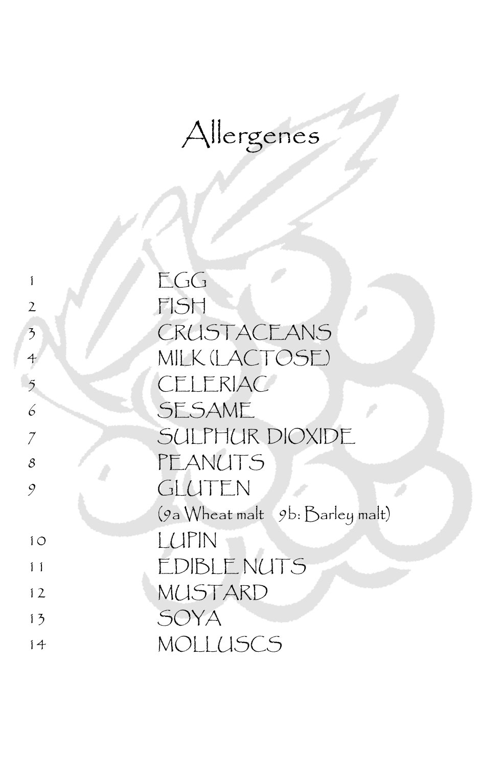# Allergenes

| | |
|---|---|
| 1 | EGG |
| 2 | FISH |
| 3 | CRUSTACEANS |
| 4 | MILK (LACTOSE) |
| 5 | CELERIAC |
| 6 | SESAME |
| 7 | SULPHUR DIOXIDE |
| 8 | PEANUTS |
| 9 | GLUTEN |
| | (9a Wheat malt 9b: Barley malt) |
| 10 | LUPIN |
| 11 | EDIBLE NUTS |
| 12 | MUSTARD |
| 13 | SOYA |
| 14 | MOLLUSCS |